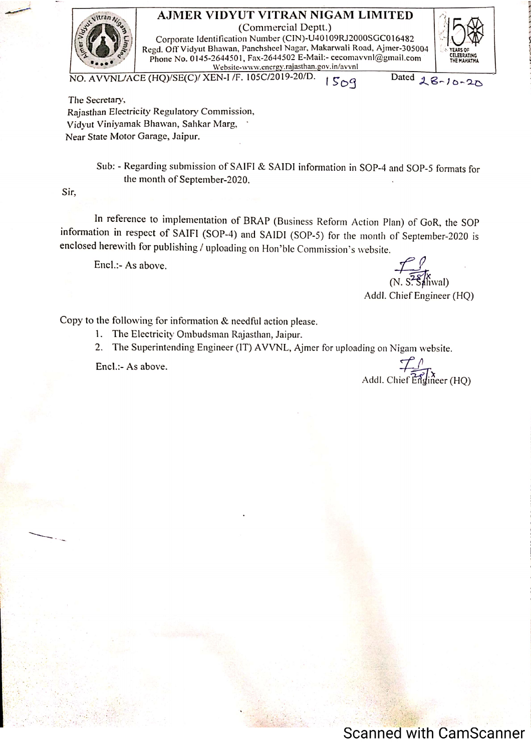# AJMER VIDYUT VITRAN NIGAM LIMITED

(Commercial Deptt.)

Corporate Identification Number (CIN)-U40109RJ2000SGC016482

Regd. Off Vidyut Bhawan, Panchsheel Nagar, Makarwali Road, Ajmer-305004

Phone No. 0145-2644501, Fax-2644502 E-Mail:- cecomavvnl@gmail.com

Website-www.energy.rajasthan.gov.in/avvnl

NO. AVVNL/ACE (HQ)/SE(C)/ XEN-I /F. 105C/2019-20/D. 1509 Dated 28-10-20

The Secretary,
Rajasthan Electricity Regulatory Commission,
Vidyut Viniyamak Bhawan, Sahkar Marg,
Near State Motor Garage, Jaipur.

Sub: - Regarding submission of SAIFI & SAIDI information in SOP-4 and SOP-5 formats for the month of September-2020.

Sir,

In reference to implementation of BRAP (Business Reform Action Plan) of GoR, the SOP information in respect of SAIFI (SOP-4) and SAIDI (SOP-5) for the month of September-2020 is enclosed herewith for publishing / uploading on Hon'ble Commission's website.

Encl.:- As above.

(N. S. Sahwal)
Addl. Chief Engineer (HQ)

Copy to the following for information & needful action please.

1. The Electricity Ombudsman Rajasthan, Jaipur.
2. The Superintending Engineer (IT) AVVNL, Ajmer for uploading on Nigam website.

Encl.:- As above.

Addl. Chief Engineer (HQ)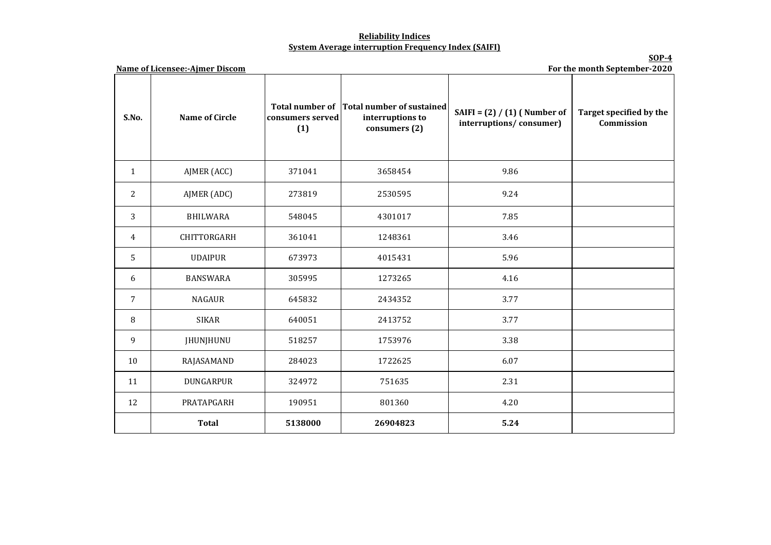**Reliability Indices**

**System Average interruption Frequency Index (SAIFI)**

**SOP-4**

**Name of Licensee:-Ajmer Discom**

**For the month September-2020**

| S.No. | Name of Circle | Total number of consumers served (1) | Total number of sustained interruptions to consumers (2) | SAIFI = (2) / (1) ( Number of interruptions/ consumer) | Target specified by the Commission |
|---|---|---|---|---|---|
| 1 | AJMER (ACC) | 371041 | 3658454 | 9.86 | |
| 2 | AJMER (ADC) | 273819 | 2530595 | 9.24 | |
| 3 | BHILWARA | 548045 | 4301017 | 7.85 | |
| 4 | CHITTORGARH | 361041 | 1248361 | 3.46 | |
| 5 | UDAIPUR | 673973 | 4015431 | 5.96 | |
| 6 | BANSWARA | 305995 | 1273265 | 4.16 | |
| 7 | NAGAUR | 645832 | 2434352 | 3.77 | |
| 8 | SIKAR | 640051 | 2413752 | 3.77 | |
| 9 | JHUNJHUNU | 518257 | 1753976 | 3.38 | |
| 10 | RAJASAMAND | 284023 | 1722625 | 6.07 | |
| 11 | DUNGARPUR | 324972 | 751635 | 2.31 | |
| 12 | PRATAPGARH | 190951 | 801360 | 4.20 | |
| | **Total** | **5138000** | **26904823** | **5.24** | |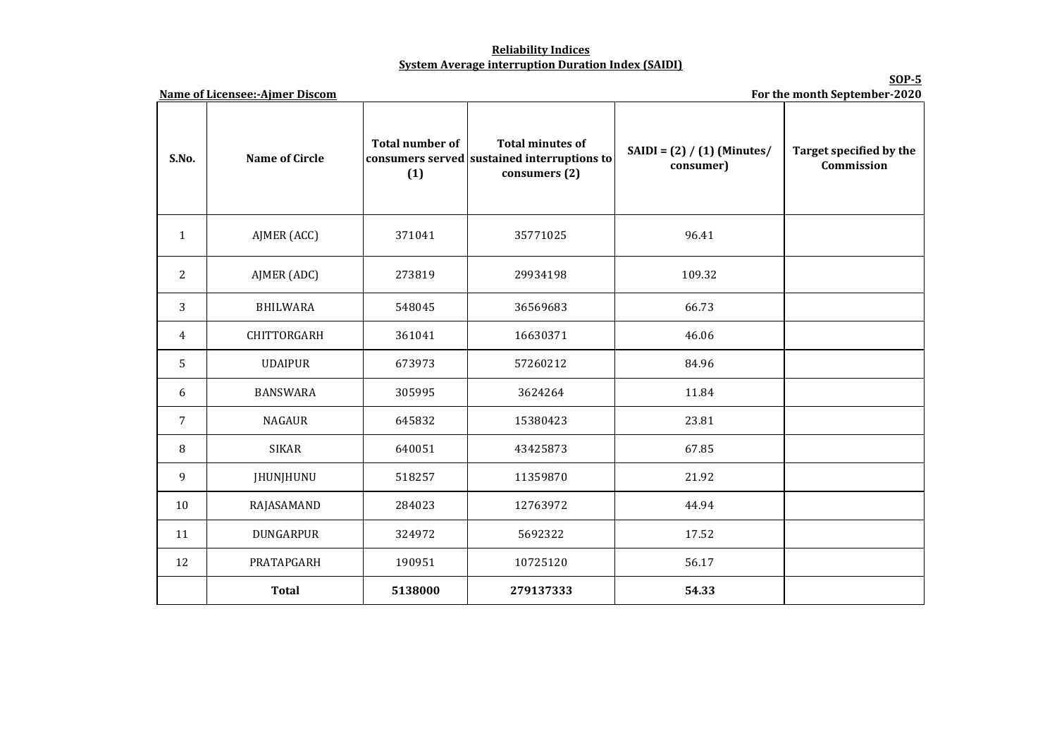**Reliability Indices**

**System Average interruption Duration Index (SAIDI)**

**SOP-5**

**Name of Licensee:-Ajmer Discom**

**For the month September-2020**

| S.No. | Name of Circle | Total number of consumers served (1) | Total minutes of sustained interruptions to consumers (2) | SAIDI = (2) / (1) (Minutes/ consumer) | Target specified by the Commission |
|---|---|---|---|---|---|
| 1 | AJMER (ACC) | 371041 | 35771025 | 96.41 | |
| 2 | AJMER (ADC) | 273819 | 29934198 | 109.32 | |
| 3 | BHILWARA | 548045 | 36569683 | 66.73 | |
| 4 | CHITTORGARH | 361041 | 16630371 | 46.06 | |
| 5 | UDAIPUR | 673973 | 57260212 | 84.96 | |
| 6 | BANSWARA | 305995 | 3624264 | 11.84 | |
| 7 | NAGAUR | 645832 | 15380423 | 23.81 | |
| 8 | SIKAR | 640051 | 43425873 | 67.85 | |
| 9 | JHUNJHUNU | 518257 | 11359870 | 21.92 | |
| 10 | RAJASAMAND | 284023 | 12763972 | 44.94 | |
| 11 | DUNGARPUR | 324972 | 5692322 | 17.52 | |
| 12 | PRATAPGARH | 190951 | 10725120 | 56.17 | |
| | **Total** | **5138000** | **279137333** | **54.33** | |